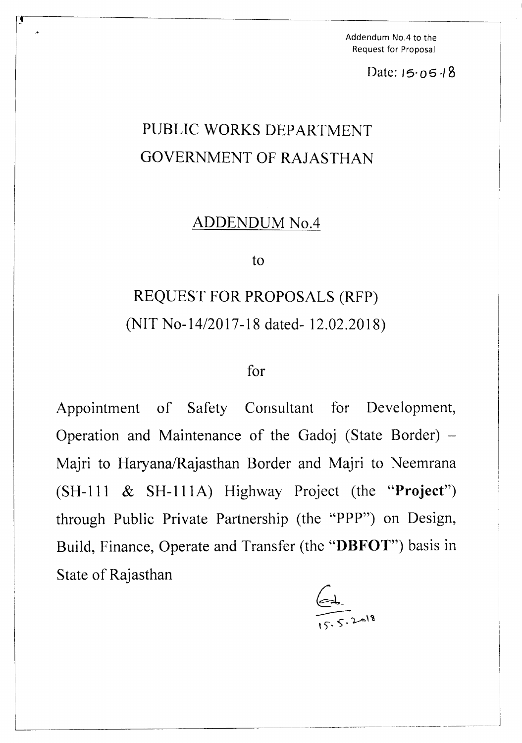Addendum No.4 to the
Request for Proposal

Date: 15.05.18

# PUBLIC WORKS DEPARTMENT
# GOVERNMENT OF RAJASTHAN

## ADDENDUM No.4

to

## REQUEST FOR PROPOSALS (RFP)
## (NIT No-14/2017-18 dated- 12.02.2018)

for

Appointment of Safety Consultant for Development, Operation and Maintenance of the Gadoj (State Border) – Majri to Haryana/Rajasthan Border and Majri to Neemrana (SH-111 & SH-111A) Highway Project (the "**Project**") through Public Private Partnership (the "PPP") on Design, Build, Finance, Operate and Transfer (the "**DBFOT**") basis in State of Rajasthan

15.5.2018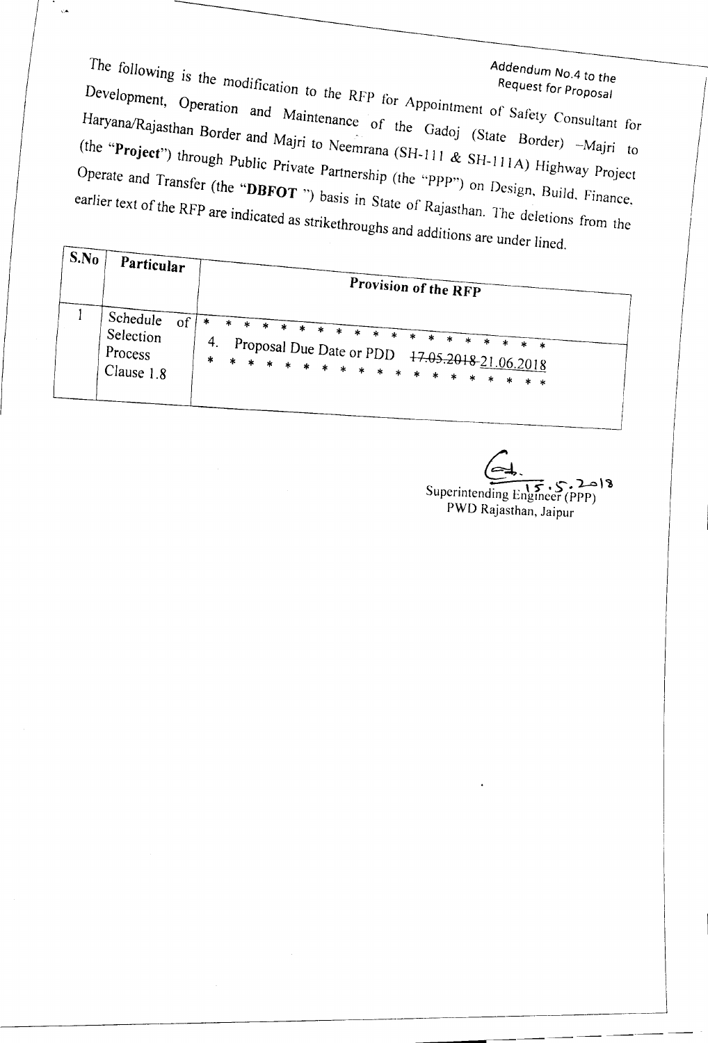Addendum No.4 to the Request for Proposal

The following is the modification to the RFP for Appointment of Safety Consultant for Development, Operation and Maintenance of the Gadoj (State Border) –Majri to Haryana/Rajasthan Border and Majri to Neemrana (SH-111 & SH-111A) Highway Project (the "**Project**") through Public Private Partnership (the "PPP") on Design, Build, Finance, Operate and Transfer (the "**DBFOT** ") basis in State of Rajasthan. The deletions from the earlier text of the RFP are indicated as strikethroughs and additions are under lined.

| S.No | Particular | Provision of the RFP |
|---|---|---|
| 1 | Schedule of Selection Process Clause 1.8 | * * * * * * * * * * * * * * * * * * * *<br>4. Proposal Due Date or PDD ~~17.05.2018~~ <u>21.06.2018</u><br>* * * * * * * * * * * * * * * * * * * * |

15.5.2018
Superintending Engineer (PPP)
PWD Rajasthan, Jaipur